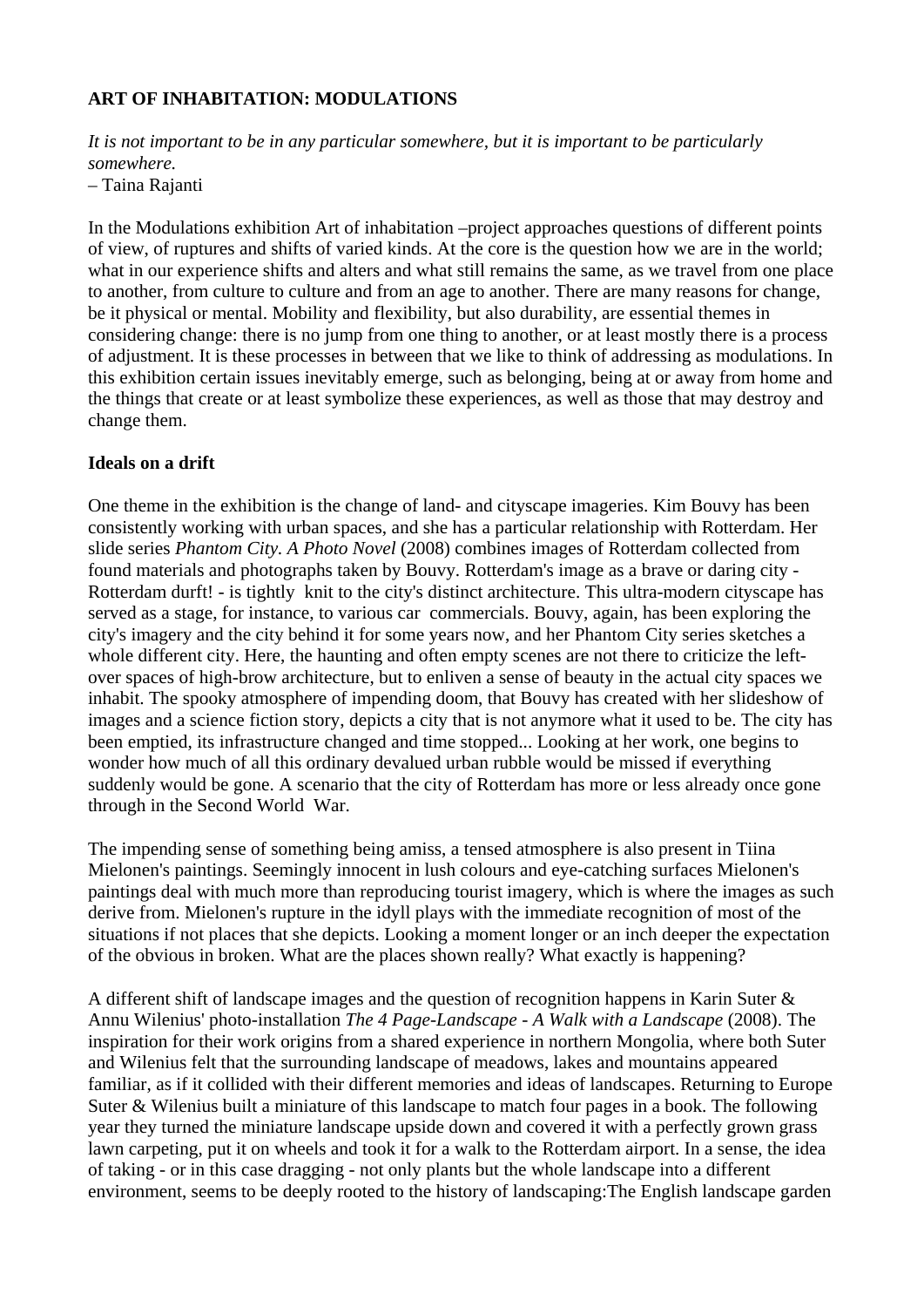**ART OF INHABITATION: MODULATIONS**

*It is not important to be in any particular somewhere, but it is important to be particularly somewhere.*
– Taina Rajanti

In the Modulations exhibition Art of inhabitation –project approaches questions of different points of view, of ruptures and shifts of varied kinds. At the core is the question how we are in the world; what in our experience shifts and alters and what still remains the same, as we travel from one place to another, from culture to culture and from an age to another. There are many reasons for change, be it physical or mental. Mobility and flexibility, but also durability, are essential themes in considering change: there is no jump from one thing to another, or at least mostly there is a process of adjustment. It is these processes in between that we like to think of addressing as modulations. In this exhibition certain issues inevitably emerge, such as belonging, being at or away from home and the things that create or at least symbolize these experiences, as well as those that may destroy and change them.

**Ideals on a drift**

One theme in the exhibition is the change of land- and cityscape imageries. Kim Bouvy has been consistently working with urban spaces, and she has a particular relationship with Rotterdam. Her slide series *Phantom City. A Photo Novel* (2008) combines images of Rotterdam collected from found materials and photographs taken by Bouvy. Rotterdam's image as a brave or daring city - Rotterdam durft! - is tightly knit to the city's distinct architecture. This ultra-modern cityscape has served as a stage, for instance, to various car commercials. Bouvy, again, has been exploring the city's imagery and the city behind it for some years now, and her Phantom City series sketches a whole different city. Here, the haunting and often empty scenes are not there to criticize the left-over spaces of high-brow architecture, but to enliven a sense of beauty in the actual city spaces we inhabit. The spooky atmosphere of impending doom, that Bouvy has created with her slideshow of images and a science fiction story, depicts a city that is not anymore what it used to be. The city has been emptied, its infrastructure changed and time stopped... Looking at her work, one begins to wonder how much of all this ordinary devalued urban rubble would be missed if everything suddenly would be gone. A scenario that the city of Rotterdam has more or less already once gone through in the Second World War.

The impending sense of something being amiss, a tensed atmosphere is also present in Tiina Mielonen's paintings. Seemingly innocent in lush colours and eye-catching surfaces Mielonen's paintings deal with much more than reproducing tourist imagery, which is where the images as such derive from. Mielonen's rupture in the idyll plays with the immediate recognition of most of the situations if not places that she depicts. Looking a moment longer or an inch deeper the expectation of the obvious in broken. What are the places shown really? What exactly is happening?

A different shift of landscape images and the question of recognition happens in Karin Suter & Annu Wilenius' photo-installation *The 4 Page-Landscape - A Walk with a Landscape* (2008). The inspiration for their work origins from a shared experience in northern Mongolia, where both Suter and Wilenius felt that the surrounding landscape of meadows, lakes and mountains appeared familiar, as if it collided with their different memories and ideas of landscapes. Returning to Europe Suter & Wilenius built a miniature of this landscape to match four pages in a book. The following year they turned the miniature landscape upside down and covered it with a perfectly grown grass lawn carpeting, put it on wheels and took it for a walk to the Rotterdam airport. In a sense, the idea of taking - or in this case dragging - not only plants but the whole landscape into a different environment, seems to be deeply rooted to the history of landscaping:The English landscape garden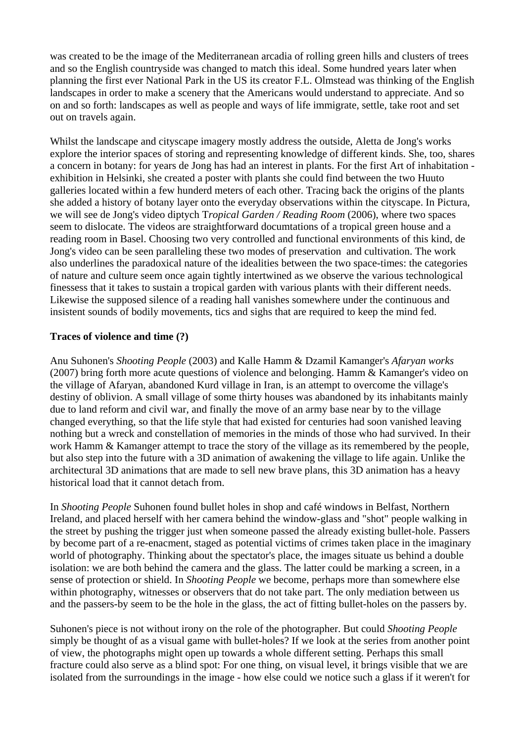was created to be the image of the Mediterranean arcadia of rolling green hills and clusters of trees and so the English countryside was changed to match this ideal. Some hundred years later when planning the first ever National Park in the US its creator F.L. Olmstead was thinking of the English landscapes in order to make a scenery that the Americans would understand to appreciate. And so on and so forth: landscapes as well as people and ways of life immigrate, settle, take root and set out on travels again.

Whilst the landscape and cityscape imagery mostly address the outside, Aletta de Jong's works explore the interior spaces of storing and representing knowledge of different kinds. She, too, shares a concern in botany: for years de Jong has had an interest in plants. For the first Art of inhabitation -exhibition in Helsinki, she created a poster with plants she could find between the two Huuto galleries located within a few hunderd meters of each other. Tracing back the origins of the plants she added a history of botany layer onto the everyday observations within the cityscape. In Pictura, we will see de Jong's video diptych T*ropical Garden / Reading Room* (2006), where two spaces seem to dislocate. The videos are straightforward documtations of a tropical green house and a reading room in Basel. Choosing two very controlled and functional environments of this kind, de Jong's video can be seen paralleling these two modes of preservation and cultivation. The work also underlines the paradoxical nature of the idealities between the two space-times: the categories of nature and culture seem once again tightly intertwined as we observe the various technological finessess that it takes to sustain a tropical garden with various plants with their different needs. Likewise the supposed silence of a reading hall vanishes somewhere under the continuous and insistent sounds of bodily movements, tics and sighs that are required to keep the mind fed.

**Traces of violence and time (?)**

Anu Suhonen's *Shooting People* (2003) and Kalle Hamm & Dzamil Kamanger's *Afaryan works* (2007) bring forth more acute questions of violence and belonging. Hamm & Kamanger's video on the village of Afaryan, abandoned Kurd village in Iran, is an attempt to overcome the village's destiny of oblivion. A small village of some thirty houses was abandoned by its inhabitants mainly due to land reform and civil war, and finally the move of an army base near by to the village changed everything, so that the life style that had existed for centuries had soon vanished leaving nothing but a wreck and constellation of memories in the minds of those who had survived. In their work Hamm & Kamanger attempt to trace the story of the village as its remembered by the people, but also step into the future with a 3D animation of awakening the village to life again. Unlike the architectural 3D animations that are made to sell new brave plans, this 3D animation has a heavy historical load that it cannot detach from.

In *Shooting People* Suhonen found bullet holes in shop and café windows in Belfast, Northern Ireland, and placed herself with her camera behind the window-glass and "shot" people walking in the street by pushing the trigger just when someone passed the already existing bullet-hole. Passers by become part of a re-enacment, staged as potential victims of crimes taken place in the imaginary world of photography. Thinking about the spectator's place, the images situate us behind a double isolation: we are both behind the camera and the glass. The latter could be marking a screen, in a sense of protection or shield. In *Shooting People* we become, perhaps more than somewhere else within photography, witnesses or observers that do not take part. The only mediation between us and the passers-by seem to be the hole in the glass, the act of fitting bullet-holes on the passers by.

Suhonen's piece is not without irony on the role of the photographer. But could *Shooting People* simply be thought of as a visual game with bullet-holes? If we look at the series from another point of view, the photographs might open up towards a whole different setting. Perhaps this small fracture could also serve as a blind spot: For one thing, on visual level, it brings visible that we are isolated from the surroundings in the image - how else could we notice such a glass if it weren't for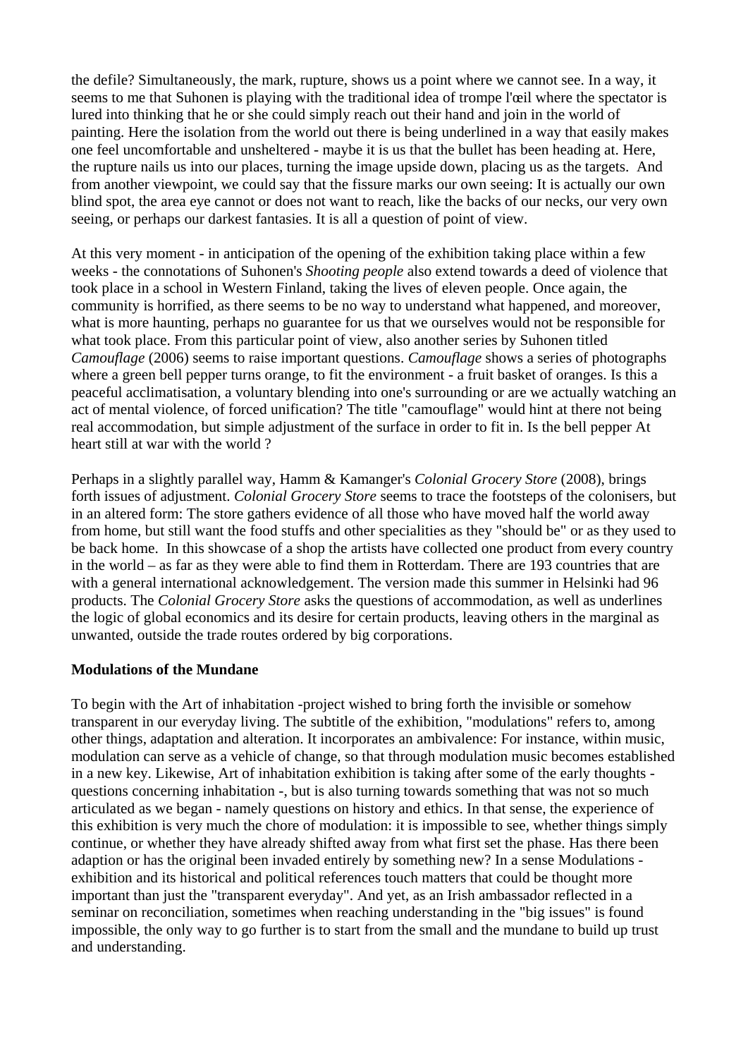the defile? Simultaneously, the mark, rupture, shows us a point where we cannot see. In a way, it seems to me that Suhonen is playing with the traditional idea of trompe l'œil where the spectator is lured into thinking that he or she could simply reach out their hand and join in the world of painting. Here the isolation from the world out there is being underlined in a way that easily makes one feel uncomfortable and unsheltered - maybe it is us that the bullet has been heading at. Here, the rupture nails us into our places, turning the image upside down, placing us as the targets. And from another viewpoint, we could say that the fissure marks our own seeing: It is actually our own blind spot, the area eye cannot or does not want to reach, like the backs of our necks, our very own seeing, or perhaps our darkest fantasies. It is all a question of point of view.

At this very moment - in anticipation of the opening of the exhibition taking place within a few weeks - the connotations of Suhonen's *Shooting people* also extend towards a deed of violence that took place in a school in Western Finland, taking the lives of eleven people. Once again, the community is horrified, as there seems to be no way to understand what happened, and moreover, what is more haunting, perhaps no guarantee for us that we ourselves would not be responsible for what took place. From this particular point of view, also another series by Suhonen titled *Camouflage* (2006) seems to raise important questions. *Camouflage* shows a series of photographs where a green bell pepper turns orange, to fit the environment - a fruit basket of oranges. Is this a peaceful acclimatisation, a voluntary blending into one's surrounding or are we actually watching an act of mental violence, of forced unification? The title "camouflage" would hint at there not being real accommodation, but simple adjustment of the surface in order to fit in. Is the bell pepper At heart still at war with the world ?

Perhaps in a slightly parallel way, Hamm & Kamanger's *Colonial Grocery Store* (2008), brings forth issues of adjustment. *Colonial Grocery Store* seems to trace the footsteps of the colonisers, but in an altered form: The store gathers evidence of all those who have moved half the world away from home, but still want the food stuffs and other specialities as they "should be" or as they used to be back home. In this showcase of a shop the artists have collected one product from every country in the world – as far as they were able to find them in Rotterdam. There are 193 countries that are with a general international acknowledgement. The version made this summer in Helsinki had 96 products. The *Colonial Grocery Store* asks the questions of accommodation, as well as underlines the logic of global economics and its desire for certain products, leaving others in the marginal as unwanted, outside the trade routes ordered by big corporations.

**Modulations of the Mundane**

To begin with the Art of inhabitation -project wished to bring forth the invisible or somehow transparent in our everyday living. The subtitle of the exhibition, "modulations" refers to, among other things, adaptation and alteration. It incorporates an ambivalence: For instance, within music, modulation can serve as a vehicle of change, so that through modulation music becomes established in a new key. Likewise, Art of inhabitation exhibition is taking after some of the early thoughts - questions concerning inhabitation -, but is also turning towards something that was not so much articulated as we began - namely questions on history and ethics. In that sense, the experience of this exhibition is very much the chore of modulation: it is impossible to see, whether things simply continue, or whether they have already shifted away from what first set the phase. Has there been adaption or has the original been invaded entirely by something new? In a sense Modulations - exhibition and its historical and political references touch matters that could be thought more important than just the "transparent everyday". And yet, as an Irish ambassador reflected in a seminar on reconciliation, sometimes when reaching understanding in the "big issues" is found impossible, the only way to go further is to start from the small and the mundane to build up trust and understanding.